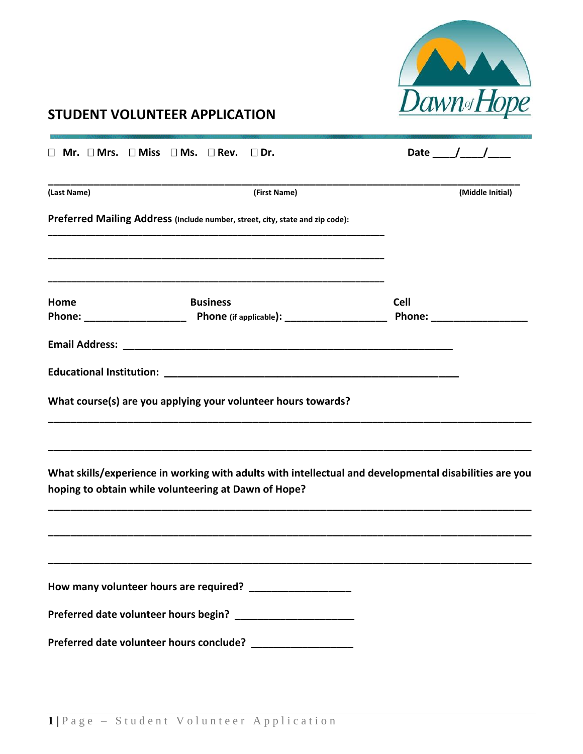# STUDENT VOLUNTEER APPLICATION

☐ Mr. ☐ Mrs. ☐ Miss ☐ Ms. ☐ Rev. ☐ Dr. Date ____/____/____

_______________________________________________________________________________

**(Last Name)** **(First Name)** **(Middle Initial)**

**Preferred Mailing Address** **(Include number, street, city, state and zip code):**

_______________________________________________________________

_______________________________________________________________

_______________________________________________________________

**Home Phone:** __________________ **Business Phone (if applicable):** __________________ **Cell Phone:** _________________

**Email Address:** ____________________________________________________________

**Educational Institution:** ______________________________________________________

**What course(s) are you applying your volunteer hours towards?**

_______________________________________________________________________________

_______________________________________________________________________________

**What skills/experience in working with adults with intellectual and developmental disabilities are you hoping to obtain while volunteering at Dawn of Hope?**

_______________________________________________________________________________

_______________________________________________________________________________

_______________________________________________________________________________

**How many volunteer hours are required?** __________________

**Preferred date volunteer hours begin?** _____________________

**Preferred date volunteer hours conclude?** __________________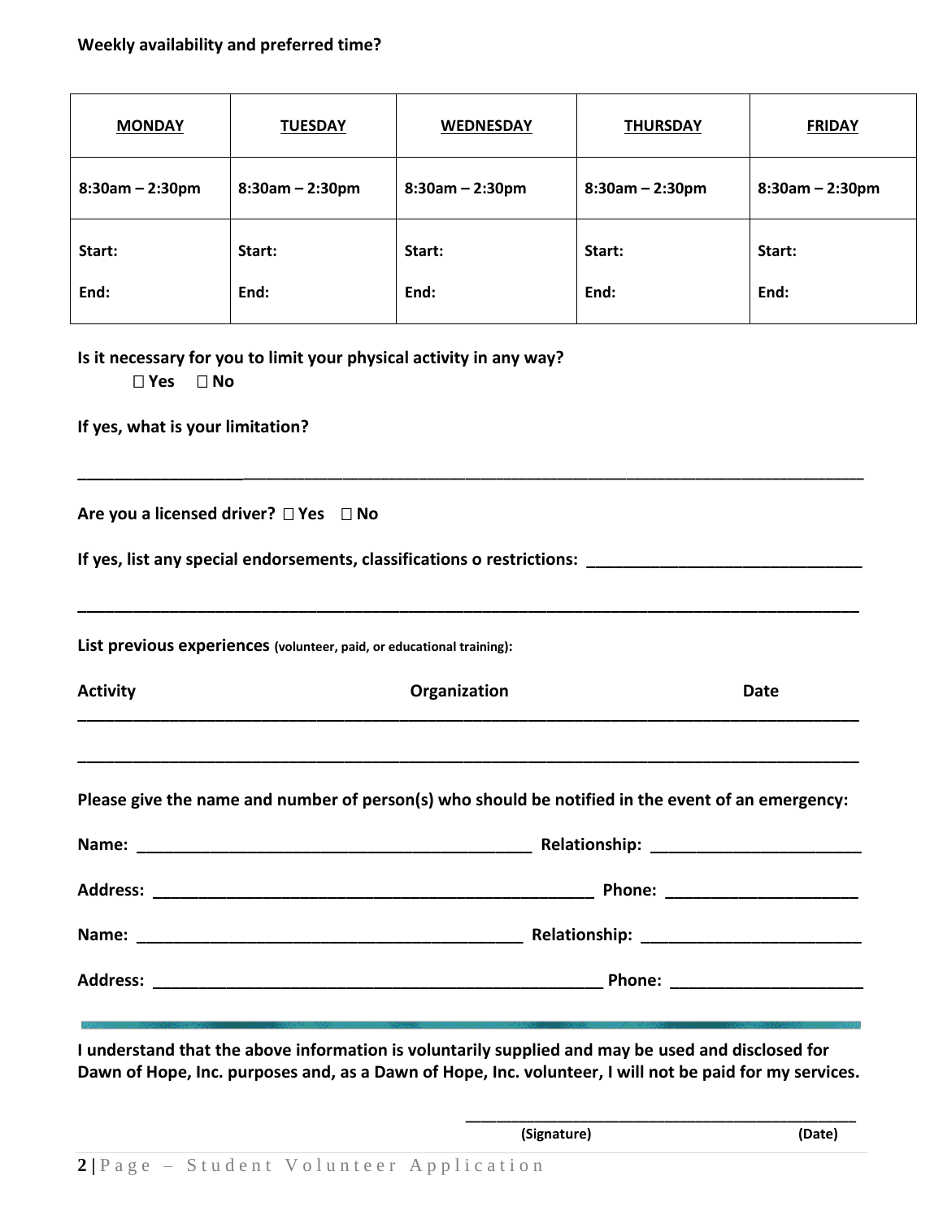**Weekly availability and preferred time?**

| **MONDAY** | **TUESDAY** | **WEDNESDAY** | **THURSDAY** | **FRIDAY** |
|---|---|---|---|---|
| **8:30am – 2:30pm** | **8:30am – 2:30pm** | **8:30am – 2:30pm** | **8:30am – 2:30pm** | **8:30am – 2:30pm** |
| **Start:**<br><br>**End:** | **Start:**<br><br>**End:** | **Start:**<br><br>**End:** | **Start:**<br><br>**End:** | **Start:**<br><br>**End:** |

**Is it necessary for you to limit your physical activity in any way?**

☐ **Yes** ☐ **No**

**If yes, what is your limitation?**

_______________________________________________________________________________

**Are you a licensed driver?** ☐ **Yes** ☐ **No**

**If yes, list any special endorsements, classifications o restrictions:** ______________________________

_______________________________________________________________________________

**List previous experiences (volunteer, paid, or educational training):**

**Activity** **Organization** **Date**

_______________________________________________________________________________

_______________________________________________________________________________

**Please give the name and number of person(s) who should be notified in the event of an emergency:**

**Name:** ____________________________________________ **Relationship:** _______________________

**Address:** __________________________________________________ **Phone:** _____________________

**Name:** ___________________________________________ **Relationship:** ________________________

**Address:** ___________________________________________________ **Phone:** _____________________

**I understand that the above information is voluntarily supplied and may be used and disclosed for Dawn of Hope, Inc. purposes and, as a Dawn of Hope, Inc. volunteer, I will not be paid for my services.**

_____________________________________________

**(Signature)** **(Date)**